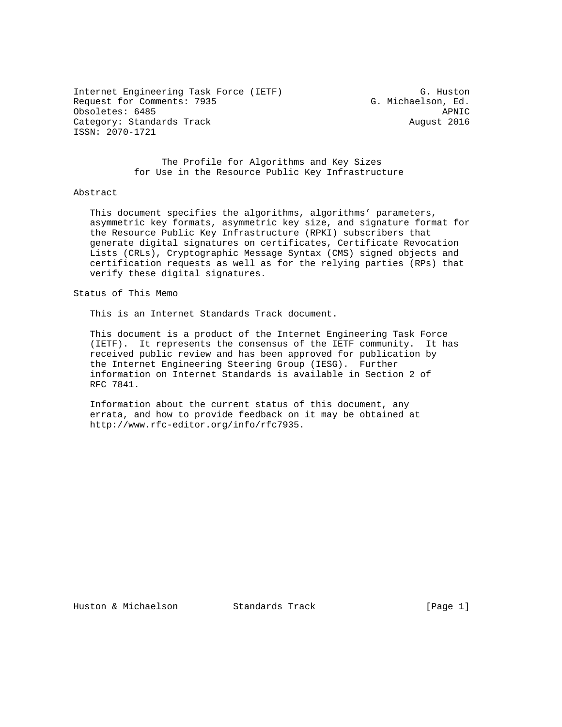Internet Engineering Task Force (IETF) G. Huston
Request for Comments: 7935 G. Michaelson, Ed.
Obsoletes: 6485 APNIC
Category: Standards Track August 2016
ISSN: 2070-1721

# The Profile for Algorithms and Key Sizes for Use in the Resource Public Key Infrastructure

## Abstract

This document specifies the algorithms, algorithms' parameters, asymmetric key formats, asymmetric key size, and signature format for the Resource Public Key Infrastructure (RPKI) subscribers that generate digital signatures on certificates, Certificate Revocation Lists (CRLs), Cryptographic Message Syntax (CMS) signed objects and certification requests as well as for the relying parties (RPs) that verify these digital signatures.

## Status of This Memo

This is an Internet Standards Track document.

This document is a product of the Internet Engineering Task Force (IETF). It represents the consensus of the IETF community. It has received public review and has been approved for publication by the Internet Engineering Steering Group (IESG). Further information on Internet Standards is available in Section 2 of RFC 7841.

Information about the current status of this document, any errata, and how to provide feedback on it may be obtained at http://www.rfc-editor.org/info/rfc7935.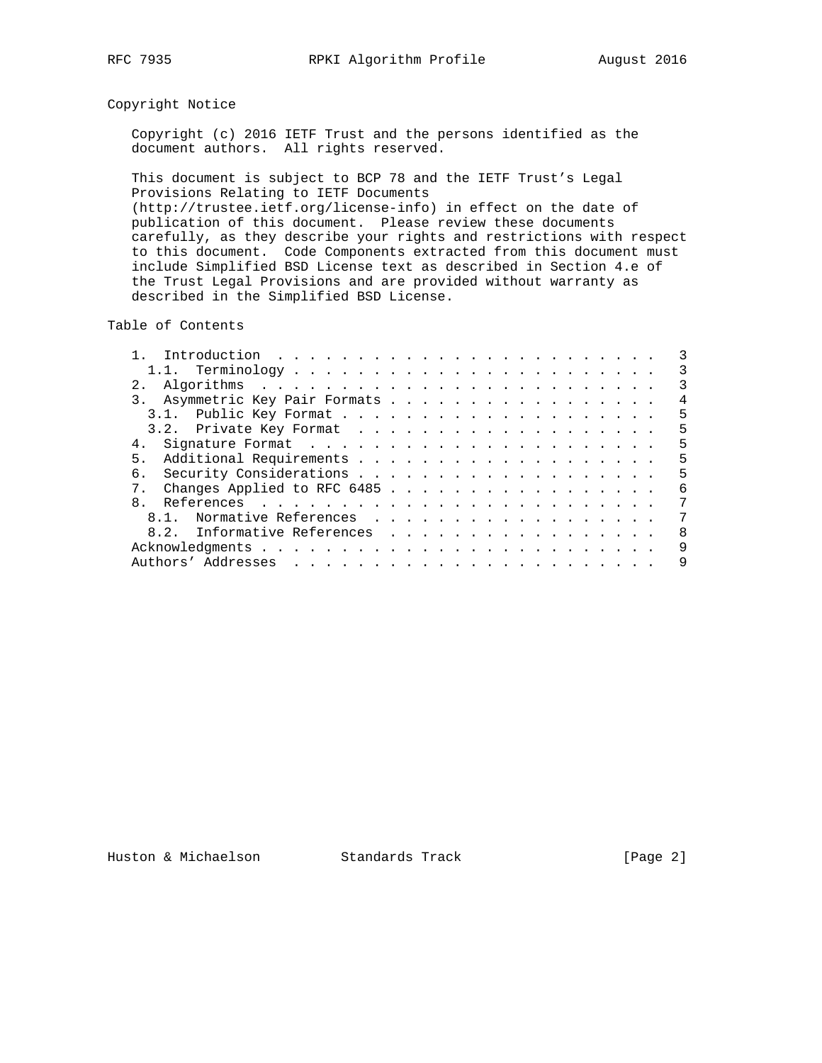## Copyright Notice

Copyright (c) 2016 IETF Trust and the persons identified as the document authors. All rights reserved.

This document is subject to BCP 78 and the IETF Trust's Legal Provisions Relating to IETF Documents (http://trustee.ietf.org/license-info) in effect on the date of publication of this document. Please review these documents carefully, as they describe your rights and restrictions with respect to this document. Code Components extracted from this document must include Simplified BSD License text as described in Section 4.e of the Trust Legal Provisions and are provided without warranty as described in the Simplified BSD License.

## Table of Contents

```
   1.  Introduction . . . . . . . . . . . . . . . . . . . . . . . .   3
     1.1.  Terminology . . . . . . . . . . . . . . . . . . . . . . .   3
   2.  Algorithms . . . . . . . . . . . . . . . . . . . . . . . . .   3
   3.  Asymmetric Key Pair Formats . . . . . . . . . . . . . . . . .   4
     3.1.  Public Key Format . . . . . . . . . . . . . . . . . . . .   5
     3.2.  Private Key Format . . . . . . . . . . . . . . . . . . .   5
   4.  Signature Format . . . . . . . . . . . . . . . . . . . . . .   5
   5.  Additional Requirements . . . . . . . . . . . . . . . . . . .   5
   6.  Security Considerations . . . . . . . . . . . . . . . . . . .   5
   7.  Changes Applied to RFC 6485 . . . . . . . . . . . . . . . . .   6
   8.  References . . . . . . . . . . . . . . . . . . . . . . . . .   7
     8.1.  Normative References . . . . . . . . . . . . . . . . . .   7
     8.2.  Informative References . . . . . . . . . . . . . . . . .   8
   Acknowledgments . . . . . . . . . . . . . . . . . . . . . . . . .   9
   Authors' Addresses . . . . . . . . . . . . . . . . . . . . . . .   9
```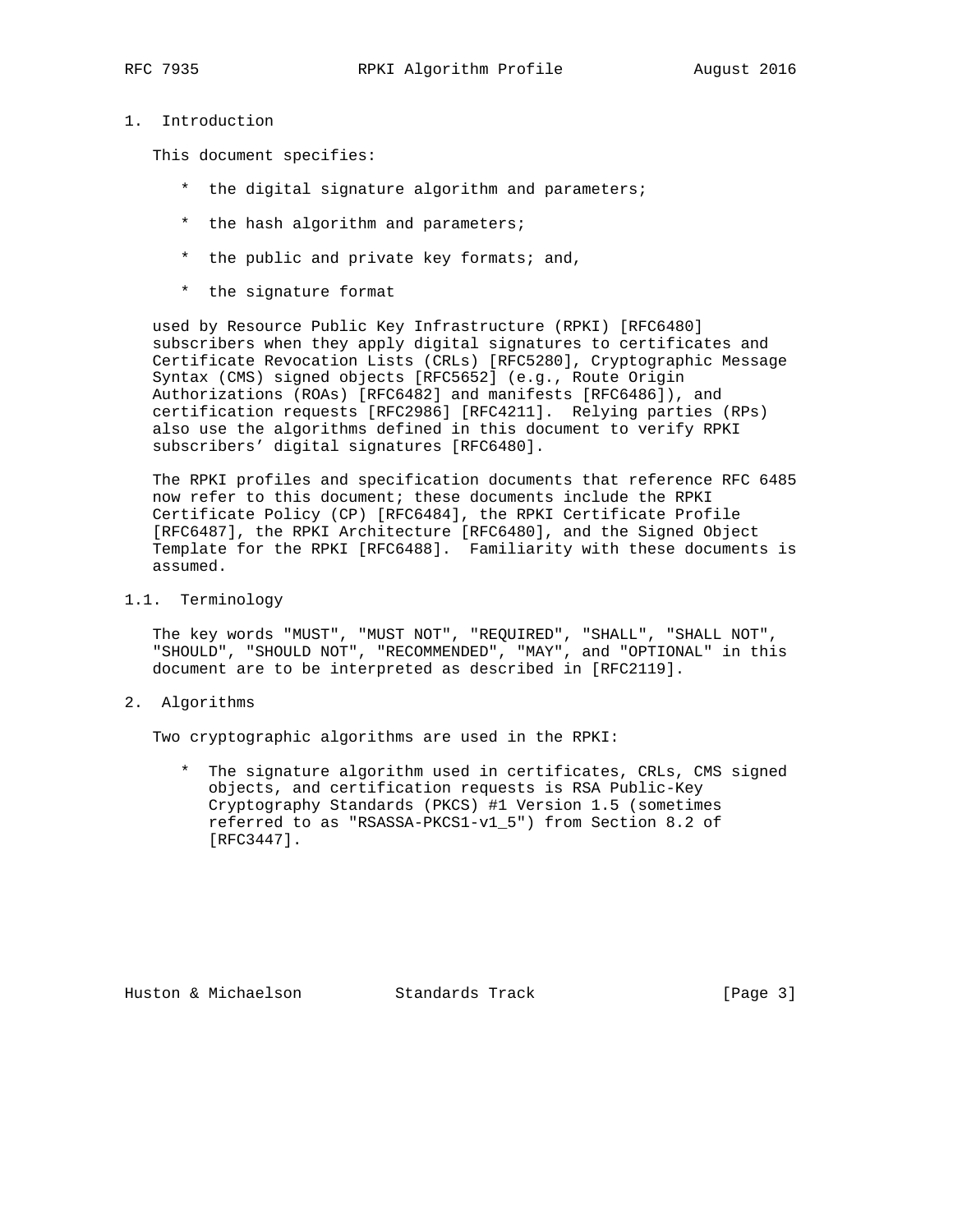# 1. Introduction

This document specifies:

* the digital signature algorithm and parameters;
* the hash algorithm and parameters;
* the public and private key formats; and,
* the signature format

used by Resource Public Key Infrastructure (RPKI) [RFC6480] subscribers when they apply digital signatures to certificates and Certificate Revocation Lists (CRLs) [RFC5280], Cryptographic Message Syntax (CMS) signed objects [RFC5652] (e.g., Route Origin Authorizations (ROAs) [RFC6482] and manifests [RFC6486]), and certification requests [RFC2986] [RFC4211]. Relying parties (RPs) also use the algorithms defined in this document to verify RPKI subscribers' digital signatures [RFC6480].

The RPKI profiles and specification documents that reference RFC 6485 now refer to this document; these documents include the RPKI Certificate Policy (CP) [RFC6484], the RPKI Certificate Profile [RFC6487], the RPKI Architecture [RFC6480], and the Signed Object Template for the RPKI [RFC6488]. Familiarity with these documents is assumed.

## 1.1. Terminology

The key words "MUST", "MUST NOT", "REQUIRED", "SHALL", "SHALL NOT", "SHOULD", "SHOULD NOT", "RECOMMENDED", "MAY", and "OPTIONAL" in this document are to be interpreted as described in [RFC2119].

# 2. Algorithms

Two cryptographic algorithms are used in the RPKI:

* The signature algorithm used in certificates, CRLs, CMS signed objects, and certification requests is RSA Public-Key Cryptography Standards (PKCS) #1 Version 1.5 (sometimes referred to as "RSASSA-PKCS1-v1_5") from Section 8.2 of [RFC3447].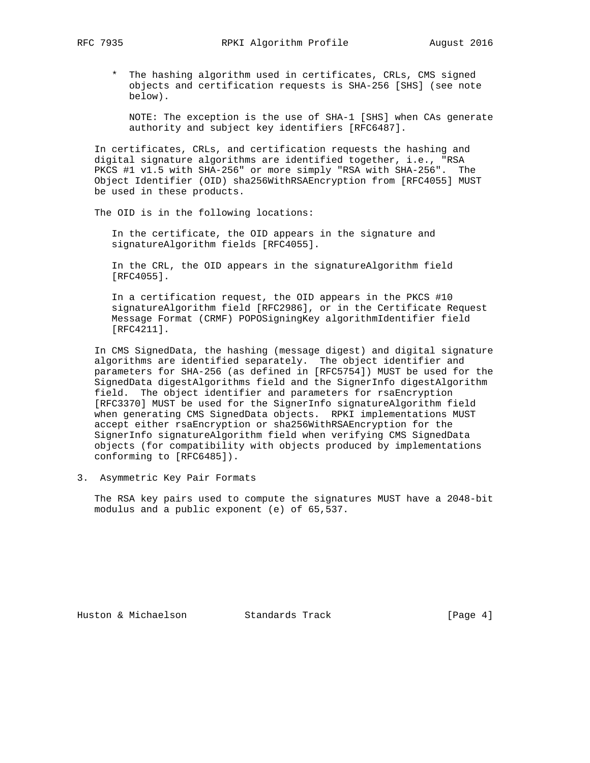* The hashing algorithm used in certificates, CRLs, CMS signed objects and certification requests is SHA-256 [SHS] (see note below).

  NOTE: The exception is the use of SHA-1 [SHS] when CAs generate authority and subject key identifiers [RFC6487].

In certificates, CRLs, and certification requests the hashing and digital signature algorithms are identified together, i.e., "RSA PKCS #1 v1.5 with SHA-256" or more simply "RSA with SHA-256". The Object Identifier (OID) sha256WithRSAEncryption from [RFC4055] MUST be used in these products.

The OID is in the following locations:

In the certificate, the OID appears in the signature and signatureAlgorithm fields [RFC4055].

In the CRL, the OID appears in the signatureAlgorithm field [RFC4055].

In a certification request, the OID appears in the PKCS #10 signatureAlgorithm field [RFC2986], or in the Certificate Request Message Format (CRMF) POPOSigningKey algorithmIdentifier field [RFC4211].

In CMS SignedData, the hashing (message digest) and digital signature algorithms are identified separately. The object identifier and parameters for SHA-256 (as defined in [RFC5754]) MUST be used for the SignedData digestAlgorithms field and the SignerInfo digestAlgorithm field. The object identifier and parameters for rsaEncryption [RFC3370] MUST be used for the SignerInfo signatureAlgorithm field when generating CMS SignedData objects. RPKI implementations MUST accept either rsaEncryption or sha256WithRSAEncryption for the SignerInfo signatureAlgorithm field when verifying CMS SignedData objects (for compatibility with objects produced by implementations conforming to [RFC6485]).

## 3. Asymmetric Key Pair Formats

The RSA key pairs used to compute the signatures MUST have a 2048-bit modulus and a public exponent (e) of 65,537.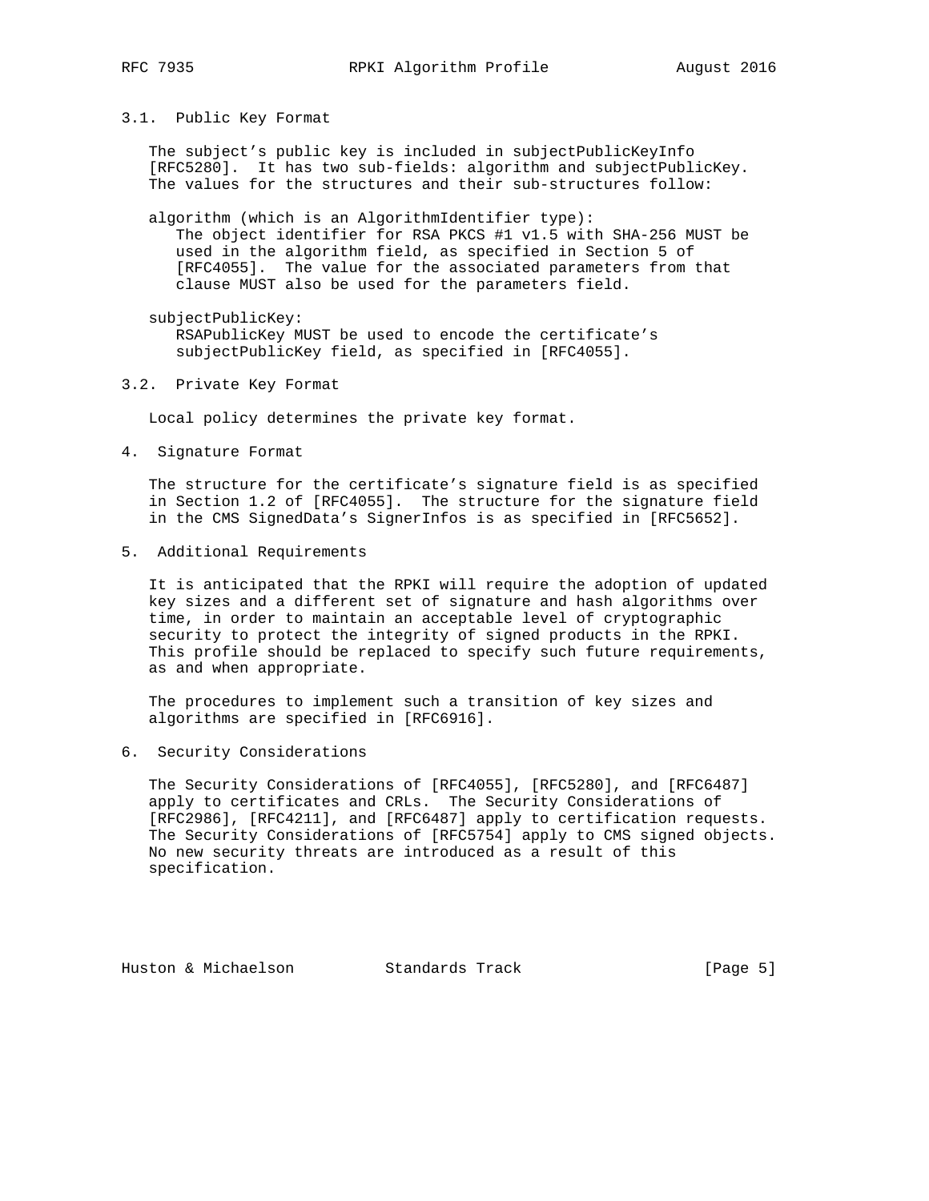### 3.1. Public Key Format

The subject's public key is included in subjectPublicKeyInfo [RFC5280]. It has two sub-fields: algorithm and subjectPublicKey. The values for the structures and their sub-structures follow:

algorithm (which is an AlgorithmIdentifier type):
: The object identifier for RSA PKCS #1 v1.5 with SHA-256 MUST be used in the algorithm field, as specified in Section 5 of [RFC4055]. The value for the associated parameters from that clause MUST also be used for the parameters field.

subjectPublicKey:
: RSAPublicKey MUST be used to encode the certificate's subjectPublicKey field, as specified in [RFC4055].

### 3.2. Private Key Format

Local policy determines the private key format.

## 4. Signature Format

The structure for the certificate's signature field is as specified in Section 1.2 of [RFC4055]. The structure for the signature field in the CMS SignedData's SignerInfos is as specified in [RFC5652].

## 5. Additional Requirements

It is anticipated that the RPKI will require the adoption of updated key sizes and a different set of signature and hash algorithms over time, in order to maintain an acceptable level of cryptographic security to protect the integrity of signed products in the RPKI. This profile should be replaced to specify such future requirements, as and when appropriate.

The procedures to implement such a transition of key sizes and algorithms are specified in [RFC6916].

## 6. Security Considerations

The Security Considerations of [RFC4055], [RFC5280], and [RFC6487] apply to certificates and CRLs. The Security Considerations of [RFC2986], [RFC4211], and [RFC6487] apply to certification requests. The Security Considerations of [RFC5754] apply to CMS signed objects. No new security threats are introduced as a result of this specification.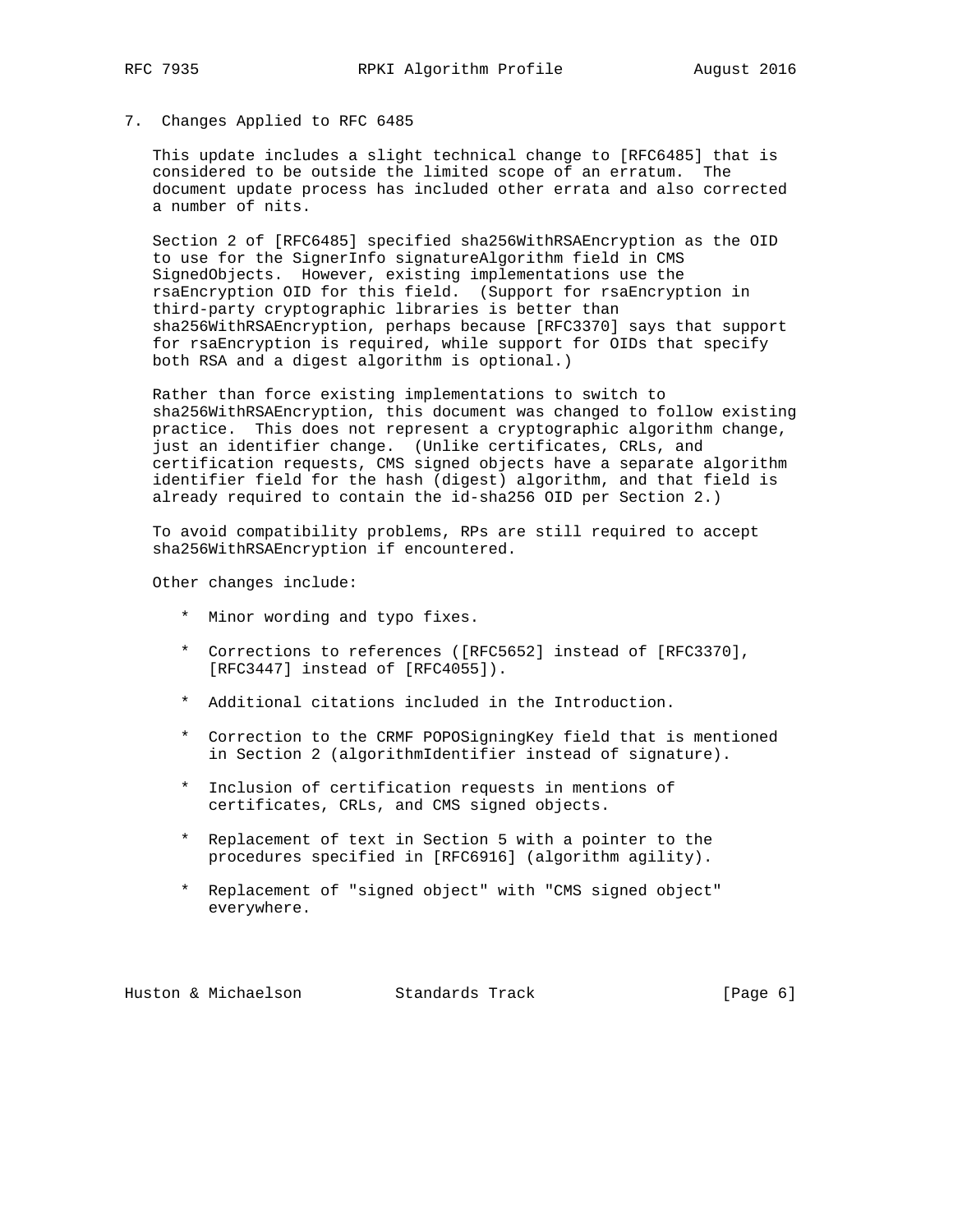## 7. Changes Applied to RFC 6485

This update includes a slight technical change to [RFC6485] that is considered to be outside the limited scope of an erratum. The document update process has included other errata and also corrected a number of nits.

Section 2 of [RFC6485] specified sha256WithRSAEncryption as the OID to use for the SignerInfo signatureAlgorithm field in CMS SignedObjects. However, existing implementations use the rsaEncryption OID for this field. (Support for rsaEncryption in third-party cryptographic libraries is better than sha256WithRSAEncryption, perhaps because [RFC3370] says that support for rsaEncryption is required, while support for OIDs that specify both RSA and a digest algorithm is optional.)

Rather than force existing implementations to switch to sha256WithRSAEncryption, this document was changed to follow existing practice. This does not represent a cryptographic algorithm change, just an identifier change. (Unlike certificates, CRLs, and certification requests, CMS signed objects have a separate algorithm identifier field for the hash (digest) algorithm, and that field is already required to contain the id-sha256 OID per Section 2.)

To avoid compatibility problems, RPs are still required to accept sha256WithRSAEncryption if encountered.

Other changes include:

* Minor wording and typo fixes.

* Corrections to references ([RFC5652] instead of [RFC3370], [RFC3447] instead of [RFC4055]).

* Additional citations included in the Introduction.

* Correction to the CRMF POPOSigningKey field that is mentioned in Section 2 (algorithmIdentifier instead of signature).

* Inclusion of certification requests in mentions of certificates, CRLs, and CMS signed objects.

* Replacement of text in Section 5 with a pointer to the procedures specified in [RFC6916] (algorithm agility).

* Replacement of "signed object" with "CMS signed object" everywhere.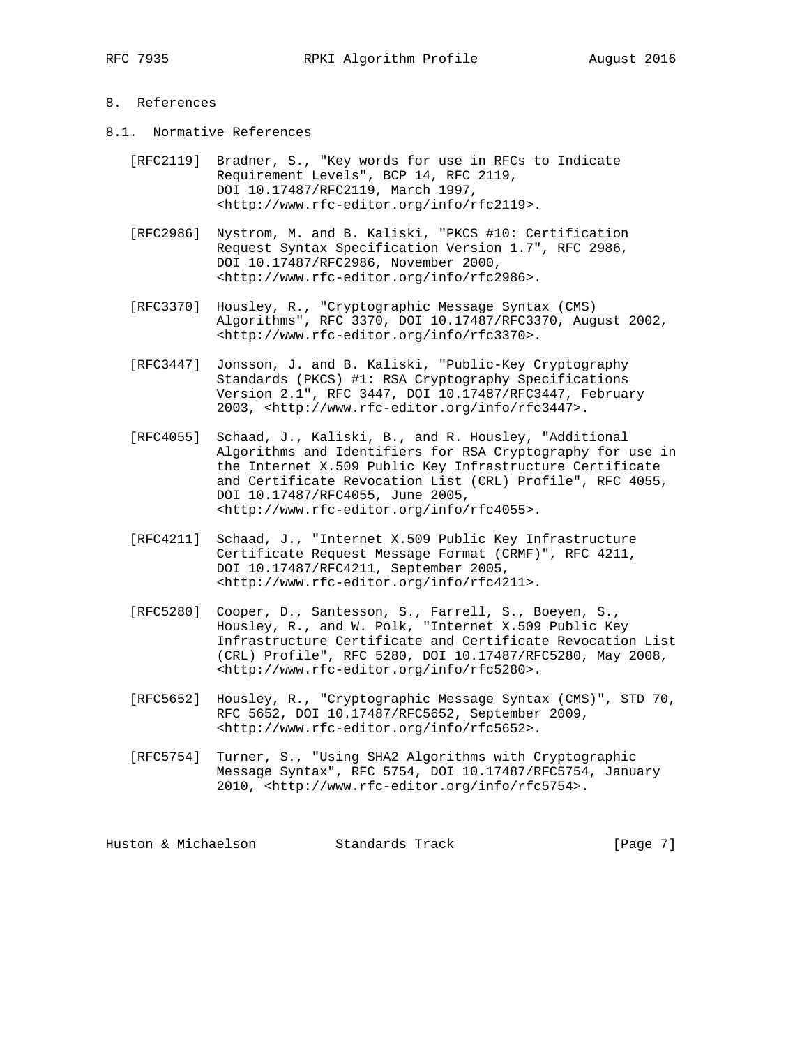## 8. References

### 8.1. Normative References

[RFC2119] Bradner, S., "Key words for use in RFCs to Indicate Requirement Levels", BCP 14, RFC 2119, DOI 10.17487/RFC2119, March 1997, <http://www.rfc-editor.org/info/rfc2119>.

[RFC2986] Nystrom, M. and B. Kaliski, "PKCS #10: Certification Request Syntax Specification Version 1.7", RFC 2986, DOI 10.17487/RFC2986, November 2000, <http://www.rfc-editor.org/info/rfc2986>.

[RFC3370] Housley, R., "Cryptographic Message Syntax (CMS) Algorithms", RFC 3370, DOI 10.17487/RFC3370, August 2002, <http://www.rfc-editor.org/info/rfc3370>.

[RFC3447] Jonsson, J. and B. Kaliski, "Public-Key Cryptography Standards (PKCS) #1: RSA Cryptography Specifications Version 2.1", RFC 3447, DOI 10.17487/RFC3447, February 2003, <http://www.rfc-editor.org/info/rfc3447>.

[RFC4055] Schaad, J., Kaliski, B., and R. Housley, "Additional Algorithms and Identifiers for RSA Cryptography for use in the Internet X.509 Public Key Infrastructure Certificate and Certificate Revocation List (CRL) Profile", RFC 4055, DOI 10.17487/RFC4055, June 2005, <http://www.rfc-editor.org/info/rfc4055>.

[RFC4211] Schaad, J., "Internet X.509 Public Key Infrastructure Certificate Request Message Format (CRMF)", RFC 4211, DOI 10.17487/RFC4211, September 2005, <http://www.rfc-editor.org/info/rfc4211>.

[RFC5280] Cooper, D., Santesson, S., Farrell, S., Boeyen, S., Housley, R., and W. Polk, "Internet X.509 Public Key Infrastructure Certificate and Certificate Revocation List (CRL) Profile", RFC 5280, DOI 10.17487/RFC5280, May 2008, <http://www.rfc-editor.org/info/rfc5280>.

[RFC5652] Housley, R., "Cryptographic Message Syntax (CMS)", STD 70, RFC 5652, DOI 10.17487/RFC5652, September 2009, <http://www.rfc-editor.org/info/rfc5652>.

[RFC5754] Turner, S., "Using SHA2 Algorithms with Cryptographic Message Syntax", RFC 5754, DOI 10.17487/RFC5754, January 2010, <http://www.rfc-editor.org/info/rfc5754>.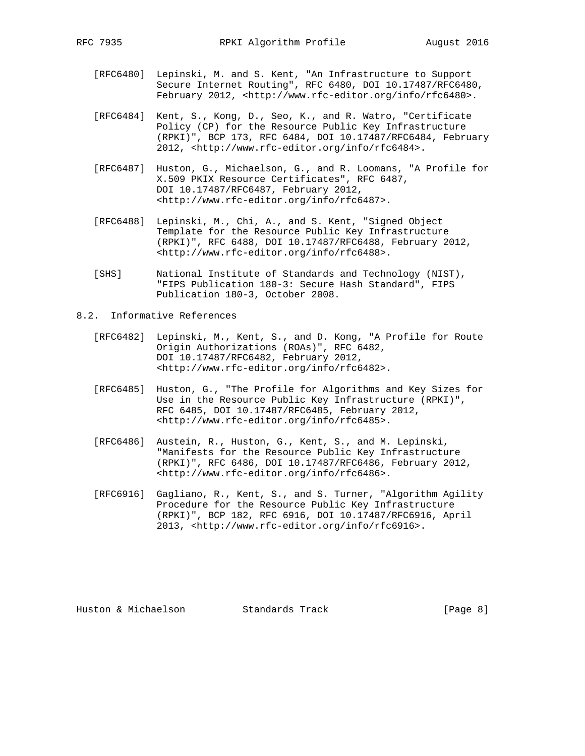[RFC6480] Lepinski, M. and S. Kent, "An Infrastructure to Support Secure Internet Routing", RFC 6480, DOI 10.17487/RFC6480, February 2012, <http://www.rfc-editor.org/info/rfc6480>.

[RFC6484] Kent, S., Kong, D., Seo, K., and R. Watro, "Certificate Policy (CP) for the Resource Public Key Infrastructure (RPKI)", BCP 173, RFC 6484, DOI 10.17487/RFC6484, February 2012, <http://www.rfc-editor.org/info/rfc6484>.

[RFC6487] Huston, G., Michaelson, G., and R. Loomans, "A Profile for X.509 PKIX Resource Certificates", RFC 6487, DOI 10.17487/RFC6487, February 2012, <http://www.rfc-editor.org/info/rfc6487>.

[RFC6488] Lepinski, M., Chi, A., and S. Kent, "Signed Object Template for the Resource Public Key Infrastructure (RPKI)", RFC 6488, DOI 10.17487/RFC6488, February 2012, <http://www.rfc-editor.org/info/rfc6488>.

[SHS] National Institute of Standards and Technology (NIST), "FIPS Publication 180-3: Secure Hash Standard", FIPS Publication 180-3, October 2008.

### 8.2. Informative References

[RFC6482] Lepinski, M., Kent, S., and D. Kong, "A Profile for Route Origin Authorizations (ROAs)", RFC 6482, DOI 10.17487/RFC6482, February 2012, <http://www.rfc-editor.org/info/rfc6482>.

[RFC6485] Huston, G., "The Profile for Algorithms and Key Sizes for Use in the Resource Public Key Infrastructure (RPKI)", RFC 6485, DOI 10.17487/RFC6485, February 2012, <http://www.rfc-editor.org/info/rfc6485>.

[RFC6486] Austein, R., Huston, G., Kent, S., and M. Lepinski, "Manifests for the Resource Public Key Infrastructure (RPKI)", RFC 6486, DOI 10.17487/RFC6486, February 2012, <http://www.rfc-editor.org/info/rfc6486>.

[RFC6916] Gagliano, R., Kent, S., and S. Turner, "Algorithm Agility Procedure for the Resource Public Key Infrastructure (RPKI)", BCP 182, RFC 6916, DOI 10.17487/RFC6916, April 2013, <http://www.rfc-editor.org/info/rfc6916>.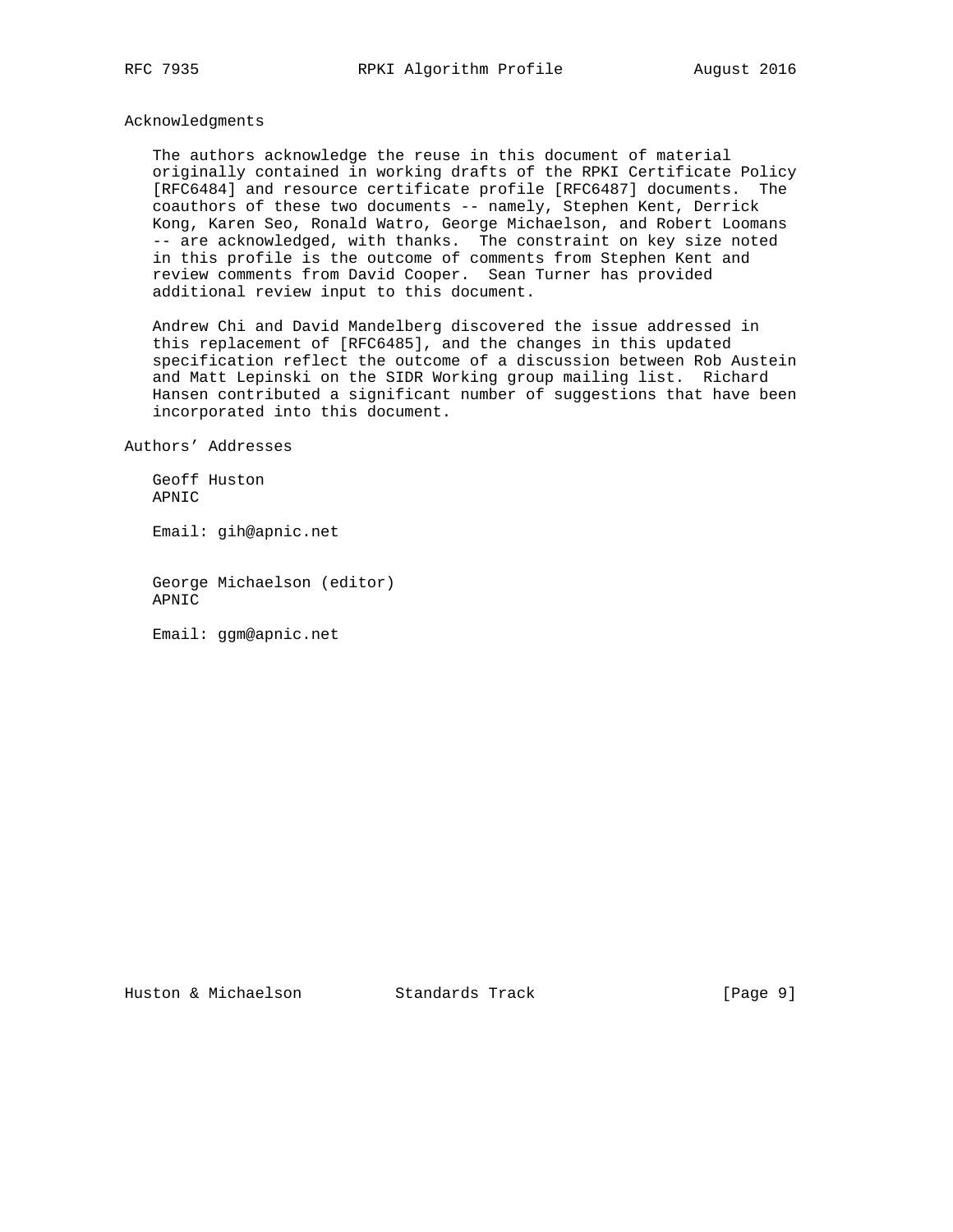## Acknowledgments

The authors acknowledge the reuse in this document of material originally contained in working drafts of the RPKI Certificate Policy [RFC6484] and resource certificate profile [RFC6487] documents. The coauthors of these two documents -- namely, Stephen Kent, Derrick Kong, Karen Seo, Ronald Watro, George Michaelson, and Robert Loomans -- are acknowledged, with thanks. The constraint on key size noted in this profile is the outcome of comments from Stephen Kent and review comments from David Cooper. Sean Turner has provided additional review input to this document.

Andrew Chi and David Mandelberg discovered the issue addressed in this replacement of [RFC6485], and the changes in this updated specification reflect the outcome of a discussion between Rob Austein and Matt Lepinski on the SIDR Working group mailing list. Richard Hansen contributed a significant number of suggestions that have been incorporated into this document.

## Authors' Addresses

Geoff Huston
APNIC

Email: gih@apnic.net

George Michaelson (editor)
APNIC

Email: ggm@apnic.net